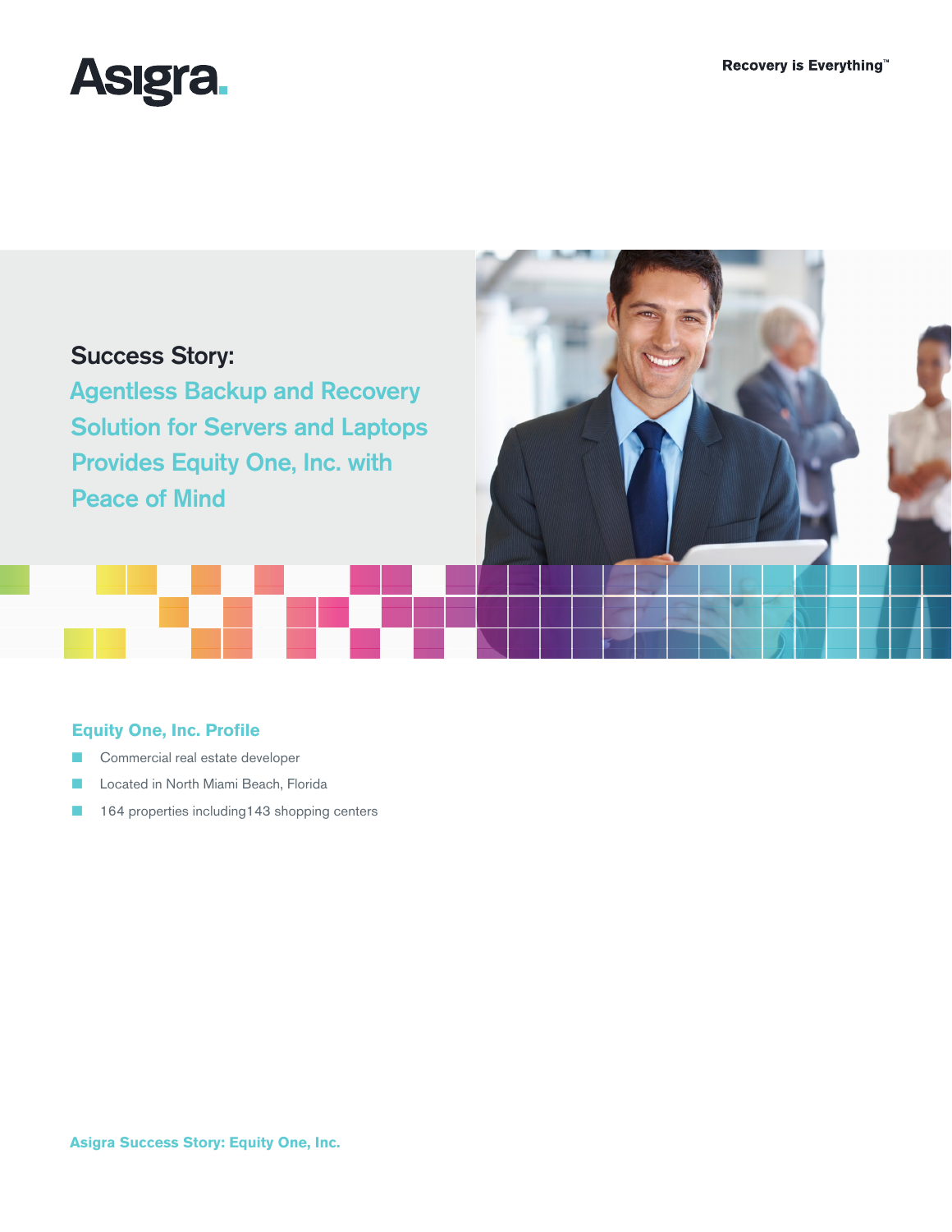Asigra.

Recovery is Everything™

# Success Story:

## Agentless Backup and Recovery Solution for Servers and Laptops Provides Equity One, Inc. with Peace of Mind

### Equity One, Inc. Profile

- Commercial real estate developer
- Located in North Miami Beach, Florida
- 164 properties including143 shopping centers

**Asigra Success Story: Equity One, Inc.**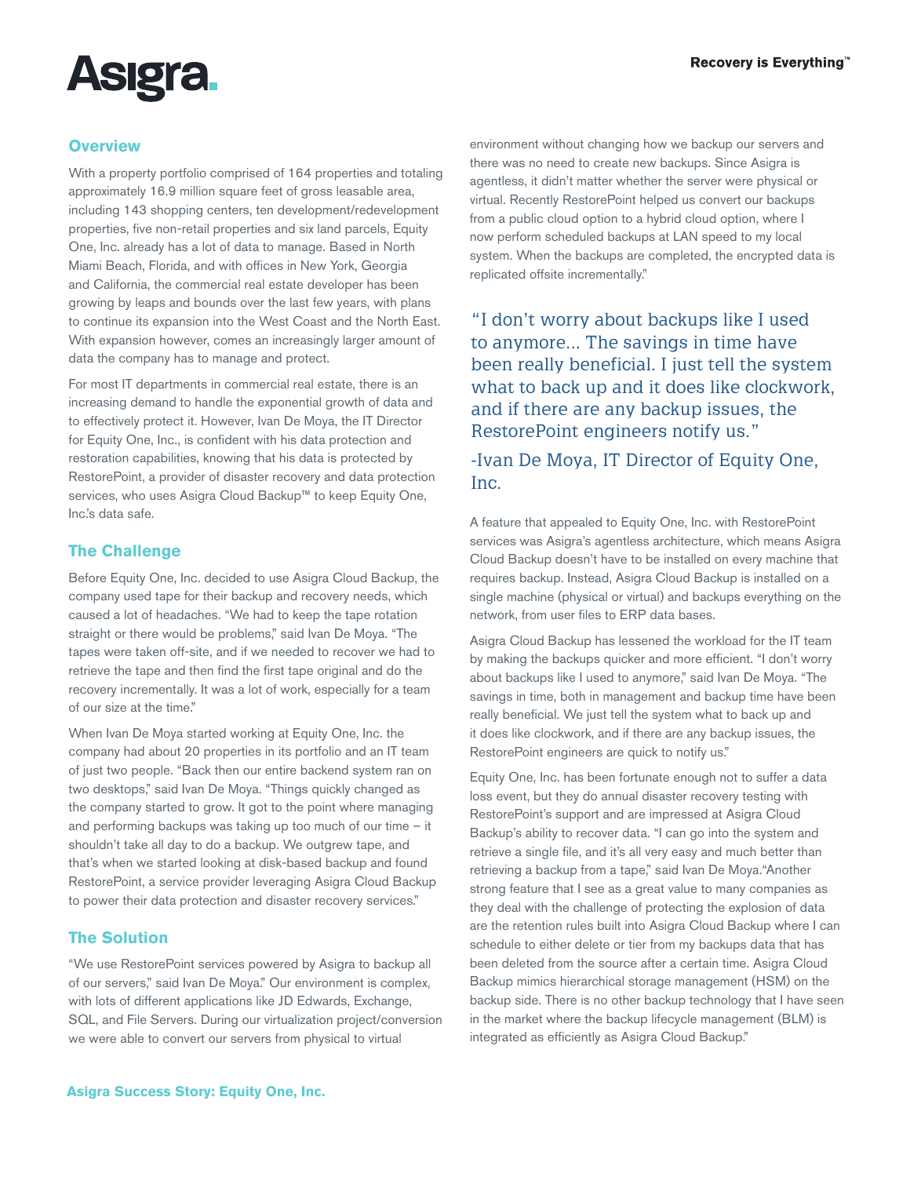## Overview

With a property portfolio comprised of 164 properties and totaling approximately 16.9 million square feet of gross leasable area, including 143 shopping centers, ten development/redevelopment properties, five non-retail properties and six land parcels, Equity One, Inc. already has a lot of data to manage. Based in North Miami Beach, Florida, and with offices in New York, Georgia and California, the commercial real estate developer has been growing by leaps and bounds over the last few years, with plans to continue its expansion into the West Coast and the North East. With expansion however, comes an increasingly larger amount of data the company has to manage and protect.

For most IT departments in commercial real estate, there is an increasing demand to handle the exponential growth of data and to effectively protect it. However, Ivan De Moya, the IT Director for Equity One, Inc., is confident with his data protection and restoration capabilities, knowing that his data is protected by RestorePoint, a provider of disaster recovery and data protection services, who uses Asigra Cloud Backup™ to keep Equity One, Inc.'s data safe.

## The Challenge

Before Equity One, Inc. decided to use Asigra Cloud Backup, the company used tape for their backup and recovery needs, which caused a lot of headaches. "We had to keep the tape rotation straight or there would be problems," said Ivan De Moya. "The tapes were taken off-site, and if we needed to recover we had to retrieve the tape and then find the first tape original and do the recovery incrementally. It was a lot of work, especially for a team of our size at the time."

When Ivan De Moya started working at Equity One, Inc. the company had about 20 properties in its portfolio and an IT team of just two people. "Back then our entire backend system ran on two desktops," said Ivan De Moya. "Things quickly changed as the company started to grow. It got to the point where managing and performing backups was taking up too much of our time – it shouldn't take all day to do a backup. We outgrew tape, and that's when we started looking at disk-based backup and found RestorePoint, a service provider leveraging Asigra Cloud Backup to power their data protection and disaster recovery services."

## The Solution

"We use RestorePoint services powered by Asigra to backup all of our servers," said Ivan De Moya." Our environment is complex, with lots of different applications like JD Edwards, Exchange, SQL, and File Servers. During our virtualization project/conversion we were able to convert our servers from physical to virtual environment without changing how we backup our servers and there was no need to create new backups. Since Asigra is agentless, it didn't matter whether the server were physical or virtual. Recently RestorePoint helped us convert our backups from a public cloud option to a hybrid cloud option, where I now perform scheduled backups at LAN speed to my local system. When the backups are completed, the encrypted data is replicated offsite incrementally."

> "I don't worry about backups like I used to anymore... The savings in time have been really beneficial. I just tell the system what to back up and it does like clockwork, and if there are any backup issues, the RestorePoint engineers notify us."
>
> -Ivan De Moya, IT Director of Equity One, Inc.

A feature that appealed to Equity One, Inc. with RestorePoint services was Asigra's agentless architecture, which means Asigra Cloud Backup doesn't have to be installed on every machine that requires backup. Instead, Asigra Cloud Backup is installed on a single machine (physical or virtual) and backups everything on the network, from user files to ERP data bases.

Asigra Cloud Backup has lessened the workload for the IT team by making the backups quicker and more efficient. "I don't worry about backups like I used to anymore," said Ivan De Moya. "The savings in time, both in management and backup time have been really beneficial. We just tell the system what to back up and it does like clockwork, and if there are any backup issues, the RestorePoint engineers are quick to notify us."

Equity One, Inc. has been fortunate enough not to suffer a data loss event, but they do annual disaster recovery testing with RestorePoint's support and are impressed at Asigra Cloud Backup's ability to recover data. "I can go into the system and retrieve a single file, and it's all very easy and much better than retrieving a backup from a tape," said Ivan De Moya."Another strong feature that I see as a great value to many companies as they deal with the challenge of protecting the explosion of data are the retention rules built into Asigra Cloud Backup where I can schedule to either delete or tier from my backups data that has been deleted from the source after a certain time. Asigra Cloud Backup mimics hierarchical storage management (HSM) on the backup side. There is no other backup technology that I have seen in the market where the backup lifecycle management (BLM) is integrated as efficiently as Asigra Cloud Backup."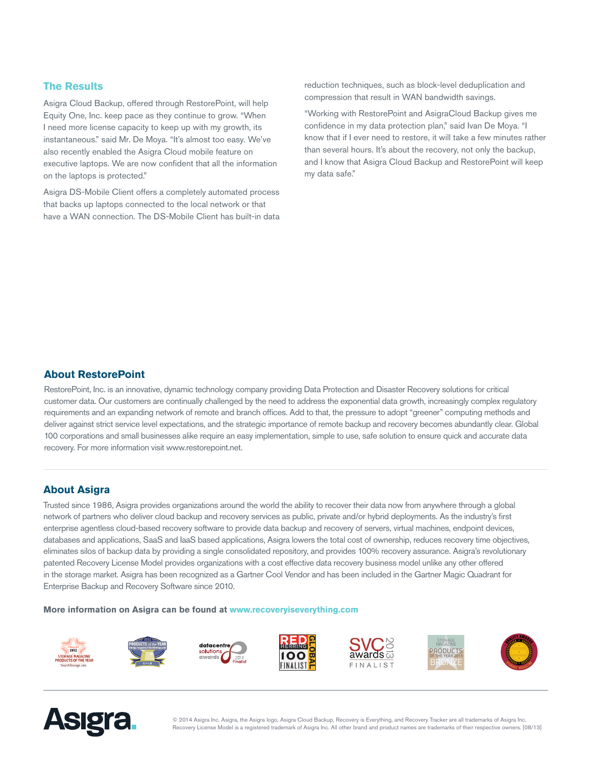## The Results

Asigra Cloud Backup, offered through RestorePoint, will help Equity One, Inc. keep pace as they continue to grow. "When I need more license capacity to keep up with my growth, its instantaneous." said Mr. De Moya. "It's almost too easy. We've also recently enabled the Asigra Cloud mobile feature on executive laptops. We are now confident that all the information on the laptops is protected."

Asigra DS-Mobile Client offers a completely automated process that backs up laptops connected to the local network or that have a WAN connection. The DS-Mobile Client has built-in data reduction techniques, such as block-level deduplication and compression that result in WAN bandwidth savings.

"Working with RestorePoint and AsigraCloud Backup gives me confidence in my data protection plan," said Ivan De Moya. "I know that if I ever need to restore, it will take a few minutes rather than several hours. It's about the recovery, not only the backup, and I know that Asigra Cloud Backup and RestorePoint will keep my data safe."

## About RestorePoint

RestorePoint, Inc. is an innovative, dynamic technology company providing Data Protection and Disaster Recovery solutions for critical customer data. Our customers are continually challenged by the need to address the exponential data growth, increasingly complex regulatory requirements and an expanding network of remote and branch offices. Add to that, the pressure to adopt "greener" computing methods and deliver against strict service level expectations, and the strategic importance of remote backup and recovery becomes abundantly clear. Global 100 corporations and small businesses alike require an easy implementation, simple to use, safe solution to ensure quick and accurate data recovery. For more information visit www.restorepoint.net.

## About Asigra

Trusted since 1986, Asigra provides organizations around the world the ability to recover their data now from anywhere through a global network of partners who deliver cloud backup and recovery services as public, private and/or hybrid deployments. As the industry's first enterprise agentless cloud-based recovery software to provide data backup and recovery of servers, virtual machines, endpoint devices, databases and applications, SaaS and IaaS based applications, Asigra lowers the total cost of ownership, reduces recovery time objectives, eliminates silos of backup data by providing a single consolidated repository, and provides 100% recovery assurance. Asigra's revolutionary patented Recovery License Model provides organizations with a cost effective data recovery business model unlike any other offered in the storage market. Asigra has been recognized as a Gartner Cool Vendor and has been included in the Gartner Magic Quadrant for Enterprise Backup and Recovery Software since 2010.

**More information on Asigra can be found at www.recoveryiseverything.com**

© 2014 Asigra Inc. Asigra, the Asigra logo, Asigra Cloud Backup, Recovery is Everything, and Recovery Tracker are all trademarks of Asigra Inc. Recovery License Model is a registered trademark of Asigra Inc. All other brand and product names are trademarks of their respective owners. [08/13]